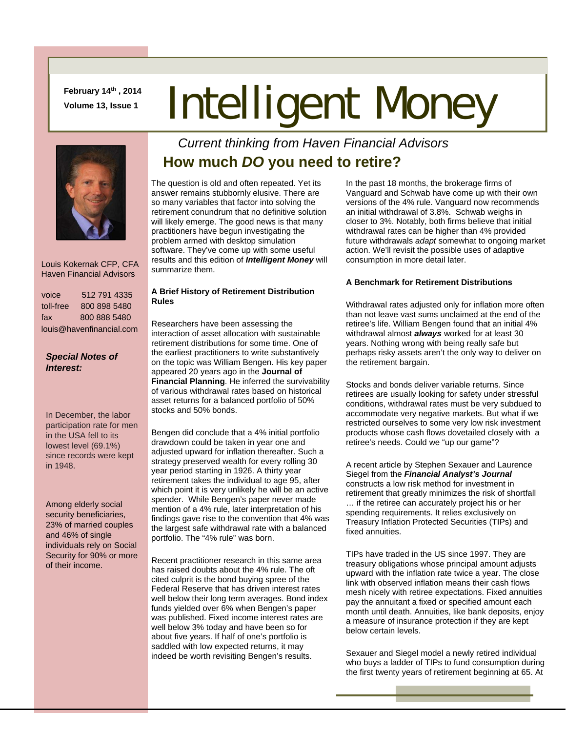February 14th, 2014
Volume 13, Issue 1

# Intelligent Money

*Current thinking from Haven Financial Advisors*

Louis Kokernak CFP, CFA
Haven Financial Advisors

| | |
|---|---|
| voice | 512 791 4335 |
| toll-free | 800 898 5480 |
| fax | 800 888 5480 |

louis@havenfinancial.com

***Special Notes of Interest:***

In December, the labor participation rate for men in the USA fell to its lowest level (69.1%) since records were kept in 1948.

Among elderly social security beneficiaries, 23% of married couples and 46% of single individuals rely on Social Security for 90% or more of their income.

## How much *DO* you need to retire?

The question is old and often repeated. Yet its answer remains stubbornly elusive. There are so many variables that factor into solving the retirement conundrum that no definitive solution will likely emerge. The good news is that many practitioners have begun investigating the problem armed with desktop simulation software. They've come up with some useful results and this edition of ***Intelligent Money*** will summarize them.

### A Brief History of Retirement Distribution Rules

Researchers have been assessing the interaction of asset allocation with sustainable retirement distributions for some time. One of the earliest practitioners to write substantively on the topic was William Bengen. His key paper appeared 20 years ago in the **Journal of Financial Planning**. He inferred the survivability of various withdrawal rates based on historical asset returns for a balanced portfolio of 50% stocks and 50% bonds.

Bengen did conclude that a 4% initial portfolio drawdown could be taken in year one and adjusted upward for inflation thereafter. Such a strategy preserved wealth for every rolling 30 year period starting in 1926. A thirty year retirement takes the individual to age 95, after which point it is very unlikely he will be an active spender. While Bengen's paper never made mention of a 4% rule, later interpretation of his findings gave rise to the convention that 4% was the largest safe withdrawal rate with a balanced portfolio. The "4% rule" was born.

Recent practitioner research in this same area has raised doubts about the 4% rule. The oft cited culprit is the bond buying spree of the Federal Reserve that has driven interest rates well below their long term averages. Bond index funds yielded over 6% when Bengen's paper was published. Fixed income interest rates are well below 3% today and have been so for about five years. If half of one's portfolio is saddled with low expected returns, it may indeed be worth revisiting Bengen's results.

In the past 18 months, the brokerage firms of Vanguard and Schwab have come up with their own versions of the 4% rule. Vanguard now recommends an initial withdrawal of 3.8%. Schwab weighs in closer to 3%. Notably, both firms believe that initial withdrawal rates can be higher than 4% provided future withdrawals *adapt* somewhat to ongoing market action. We'll revisit the possible uses of adaptive consumption in more detail later.

### A Benchmark for Retirement Distributions

Withdrawal rates adjusted only for inflation more often than not leave vast sums unclaimed at the end of the retiree's life. William Bengen found that an initial 4% withdrawal almost ***always*** worked for at least 30 years. Nothing wrong with being really safe but perhaps risky assets aren't the only way to deliver on the retirement bargain.

Stocks and bonds deliver variable returns. Since retirees are usually looking for safety under stressful conditions, withdrawal rates must be very subdued to accommodate very negative markets. But what if we restricted ourselves to some very low risk investment products whose cash flows dovetailed closely with a retiree's needs. Could we "up our game"?

A recent article by Stephen Sexauer and Laurence Siegel from the ***Financial Analyst's Journal*** constructs a low risk method for investment in retirement that greatly minimizes the risk of shortfall … if the retiree can accurately project his or her spending requirements. It relies exclusively on Treasury Inflation Protected Securities (TIPs) and fixed annuities.

TIPs have traded in the US since 1997. They are treasury obligations whose principal amount adjusts upward with the inflation rate twice a year. The close link with observed inflation means their cash flows mesh nicely with retiree expectations. Fixed annuities pay the annuitant a fixed or specified amount each month until death. Annuities, like bank deposits, enjoy a measure of insurance protection if they are kept below certain levels.

Sexauer and Siegel model a newly retired individual who buys a ladder of TIPs to fund consumption during the first twenty years of retirement beginning at 65. At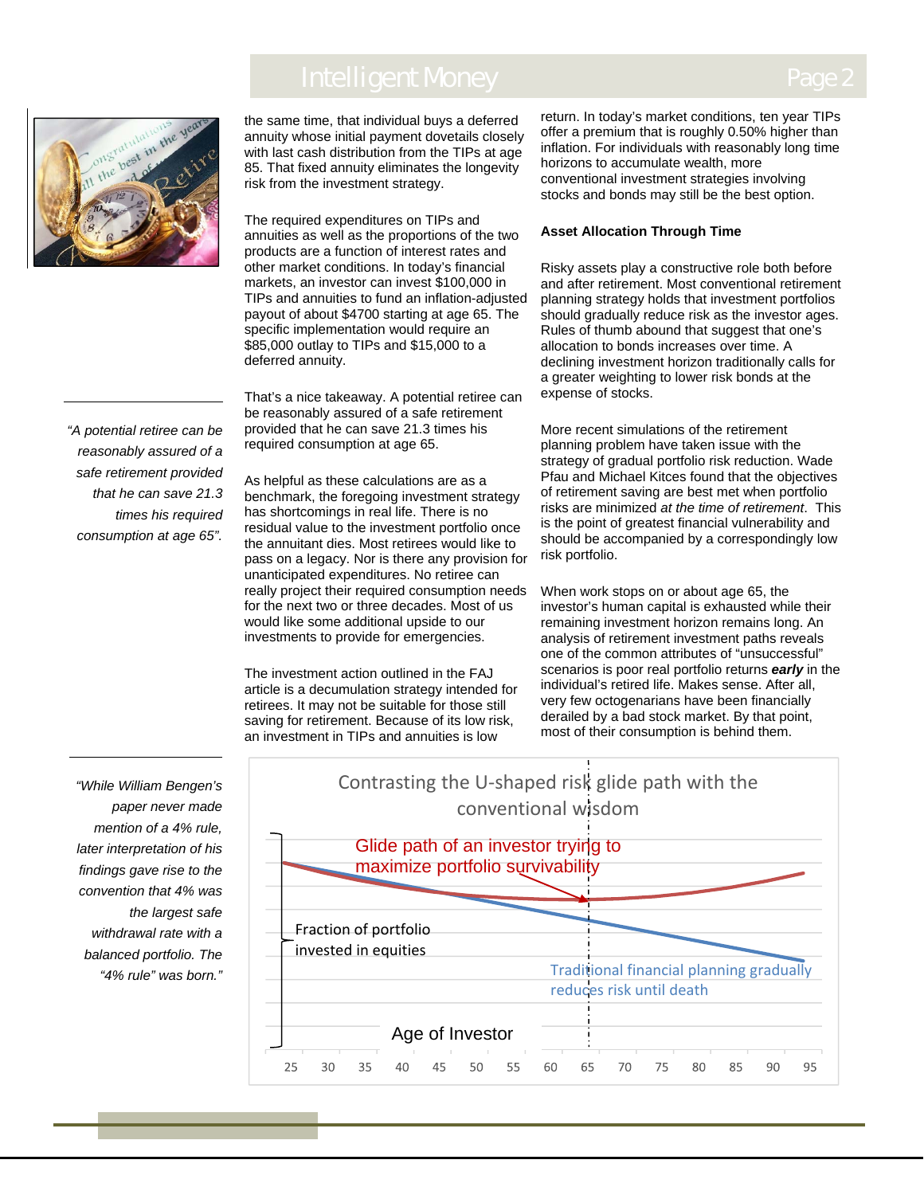the same time, that individual buys a deferred annuity whose initial payment dovetails closely with last cash distribution from the TIPs at age 85. That fixed annuity eliminates the longevity risk from the investment strategy.

The required expenditures on TIPs and annuities as well as the proportions of the two products are a function of interest rates and other market conditions. In today's financial markets, an investor can invest $100,000 in TIPs and annuities to fund an inflation-adjusted payout of about $4700 starting at age 65. The specific implementation would require an $85,000 outlay to TIPs and $15,000 to a deferred annuity.

That's a nice takeaway. A potential retiree can be reasonably assured of a safe retirement provided that he can save 21.3 times his required consumption at age 65.

*"A potential retiree can be reasonably assured of a safe retirement provided that he can save 21.3 times his required consumption at age 65".*

As helpful as these calculations are as a benchmark, the foregoing investment strategy has shortcomings in real life. There is no residual value to the investment portfolio once the annuitant dies. Most retirees would like to pass on a legacy. Nor is there any provision for unanticipated expenditures. No retiree can really project their required consumption needs for the next two or three decades. Most of us would like some additional upside to our investments to provide for emergencies.

The investment action outlined in the FAJ article is a decumulation strategy intended for retirees. It may not be suitable for those still saving for retirement. Because of its low risk, an investment in TIPs and annuities is low return. In today's market conditions, ten year TIPs offer a premium that is roughly 0.50% higher than inflation. For individuals with reasonably long time horizons to accumulate wealth, more conventional investment strategies involving stocks and bonds may still be the best option.

*"While William Bengen's paper never made mention of a 4% rule, later interpretation of his findings gave rise to the convention that 4% was the largest safe withdrawal rate with a balanced portfolio. The "4% rule" was born."*

**Asset Allocation Through Time**

Risky assets play a constructive role both before and after retirement. Most conventional retirement planning strategy holds that investment portfolios should gradually reduce risk as the investor ages. Rules of thumb abound that suggest that one's allocation to bonds increases over time. A declining investment horizon traditionally calls for a greater weighting to lower risk bonds at the expense of stocks.

More recent simulations of the retirement planning problem have taken issue with the strategy of gradual portfolio risk reduction. Wade Pfau and Michael Kitces found that the objectives of retirement saving are best met when portfolio risks are minimized *at the time of retirement*. This is the point of greatest financial vulnerability and should be accompanied by a correspondingly low risk portfolio.

When work stops on or about age 65, the investor's human capital is exhausted while their remaining investment horizon remains long. An analysis of retirement investment paths reveals one of the common attributes of "unsuccessful" scenarios is poor real portfolio returns ***early*** in the individual's retired life. Makes sense. After all, very few octogenarians have been financially derailed by a bad stock market. By that point, most of their consumption is behind them.

**Contrasting the U-shaped risk glide path with the conventional wisdom**

- Glide path of an investor trying to maximize portfolio survivability
- Traditional financial planning gradually reduces risk until death
- Y-axis: Fraction of portfolio invested in equities
- X-axis: Age of Investor (25, 30, 35, 40, 45, 50, 55, 60, 65, 70, 75, 80, 85, 90, 95)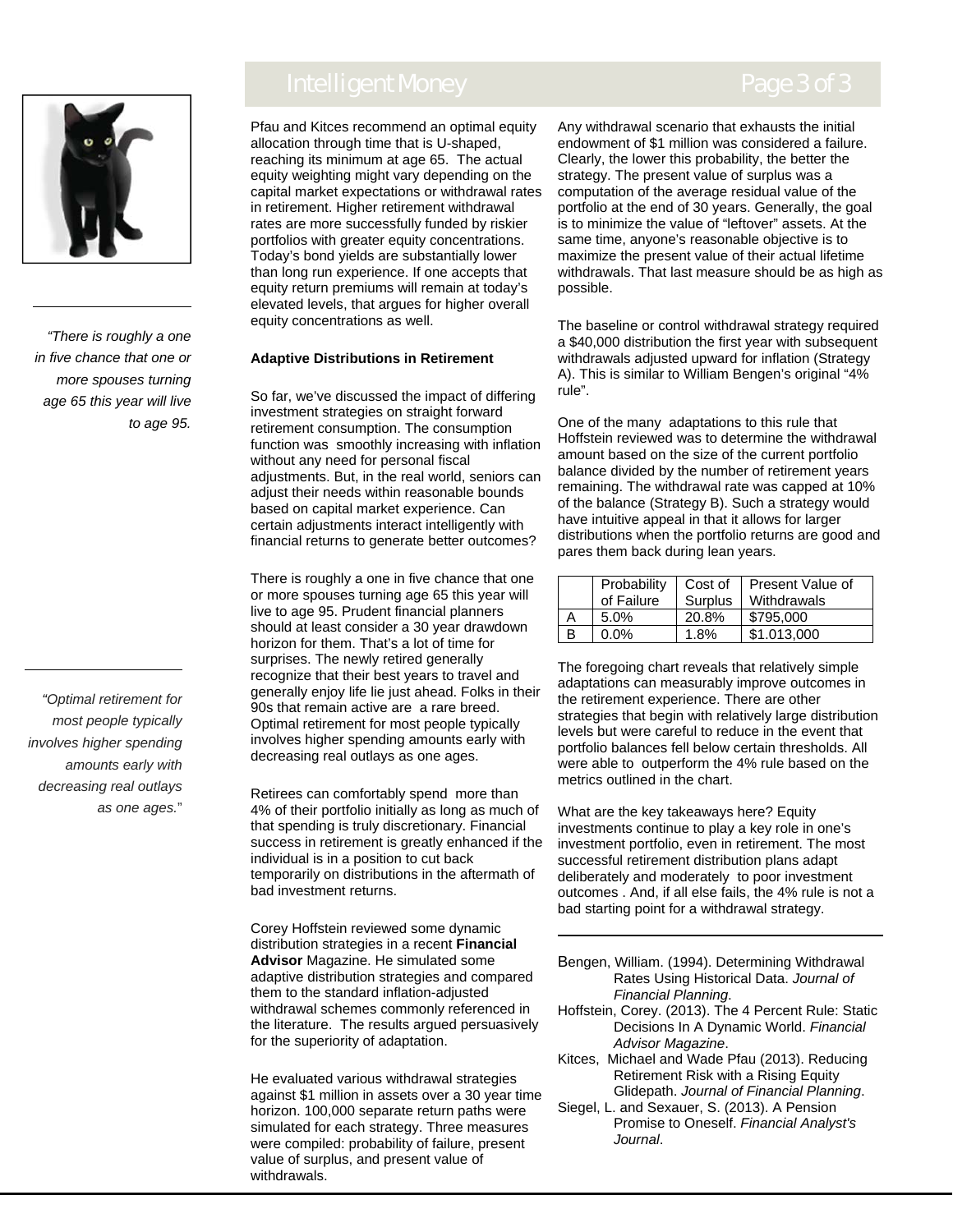Pfau and Kitces recommend an optimal equity allocation through time that is U-shaped, reaching its minimum at age 65. The actual equity weighting might vary depending on the capital market expectations or withdrawal rates in retirement. Higher retirement withdrawal rates are more successfully funded by riskier portfolios with greater equity concentrations. Today's bond yields are substantially lower than long run experience. If one accepts that equity return premiums will remain at today's elevated levels, that argues for higher overall equity concentrations as well.

**Adaptive Distributions in Retirement**

So far, we've discussed the impact of differing investment strategies on straight forward retirement consumption. The consumption function was smoothly increasing with inflation without any need for personal fiscal adjustments. But, in the real world, seniors can adjust their needs within reasonable bounds based on capital market experience. Can certain adjustments interact intelligently with financial returns to generate better outcomes?

*"There is roughly a one in five chance that one or more spouses turning age 65 this year will live to age 95.*

There is roughly a one in five chance that one or more spouses turning age 65 this year will live to age 95. Prudent financial planners should at least consider a 30 year drawdown horizon for them. That's a lot of time for surprises. The newly retired generally recognize that their best years to travel and generally enjoy life lie just ahead. Folks in their 90s that remain active are a rare breed. Optimal retirement for most people typically involves higher spending amounts early with decreasing real outlays as one ages.

*"Optimal retirement for most people typically involves higher spending amounts early with decreasing real outlays as one ages."*

Retirees can comfortably spend more than 4% of their portfolio initially as long as much of that spending is truly discretionary. Financial success in retirement is greatly enhanced if the individual is in a position to cut back temporarily on distributions in the aftermath of bad investment returns.

Corey Hoffstein reviewed some dynamic distribution strategies in a recent **Financial Advisor** Magazine. He simulated some adaptive distribution strategies and compared them to the standard inflation-adjusted withdrawal schemes commonly referenced in the literature. The results argued persuasively for the superiority of adaptation.

He evaluated various withdrawal strategies against $1 million in assets over a 30 year time horizon. 100,000 separate return paths were simulated for each strategy. Three measures were compiled: probability of failure, present value of surplus, and present value of withdrawals.

Any withdrawal scenario that exhausts the initial endowment of $1 million was considered a failure. Clearly, the lower this probability, the better the strategy. The present value of surplus was a computation of the average residual value of the portfolio at the end of 30 years. Generally, the goal is to minimize the value of "leftover" assets. At the same time, anyone's reasonable objective is to maximize the present value of their actual lifetime withdrawals. That last measure should be as high as possible.

The baseline or control withdrawal strategy required a $40,000 distribution the first year with subsequent withdrawals adjusted upward for inflation (Strategy A). This is similar to William Bengen's original "4% rule".

One of the many adaptations to this rule that Hoffstein reviewed was to determine the withdrawal amount based on the size of the current portfolio balance divided by the number of retirement years remaining. The withdrawal rate was capped at 10% of the balance (Strategy B). Such a strategy would have intuitive appeal in that it allows for larger distributions when the portfolio returns are good and pares them back during lean years.

| | Probability of Failure | Cost of Surplus | Present Value of Withdrawals |
|---|---|---|---|
| A | 5.0% | 20.8% | $795,000 |
| B | 0.0% | 1.8% | $1.013,000 |

The foregoing chart reveals that relatively simple adaptations can measurably improve outcomes in the retirement experience. There are other strategies that begin with relatively large distribution levels but were careful to reduce in the event that portfolio balances fell below certain thresholds. All were able to outperform the 4% rule based on the metrics outlined in the chart.

What are the key takeaways here? Equity investments continue to play a key role in one's investment portfolio, even in retirement. The most successful retirement distribution plans adapt deliberately and moderately to poor investment outcomes . And, if all else fails, the 4% rule is not a bad starting point for a withdrawal strategy.

Bengen, William. (1994). Determining Withdrawal Rates Using Historical Data. *Journal of Financial Planning*.

Hoffstein, Corey. (2013). The 4 Percent Rule: Static Decisions In A Dynamic World. *Financial Advisor Magazine*.

Kitces, Michael and Wade Pfau (2013). Reducing Retirement Risk with a Rising Equity Glidepath. *Journal of Financial Planning*.

Siegel, L. and Sexauer, S. (2013). A Pension Promise to Oneself. *Financial Analyst's Journal*.